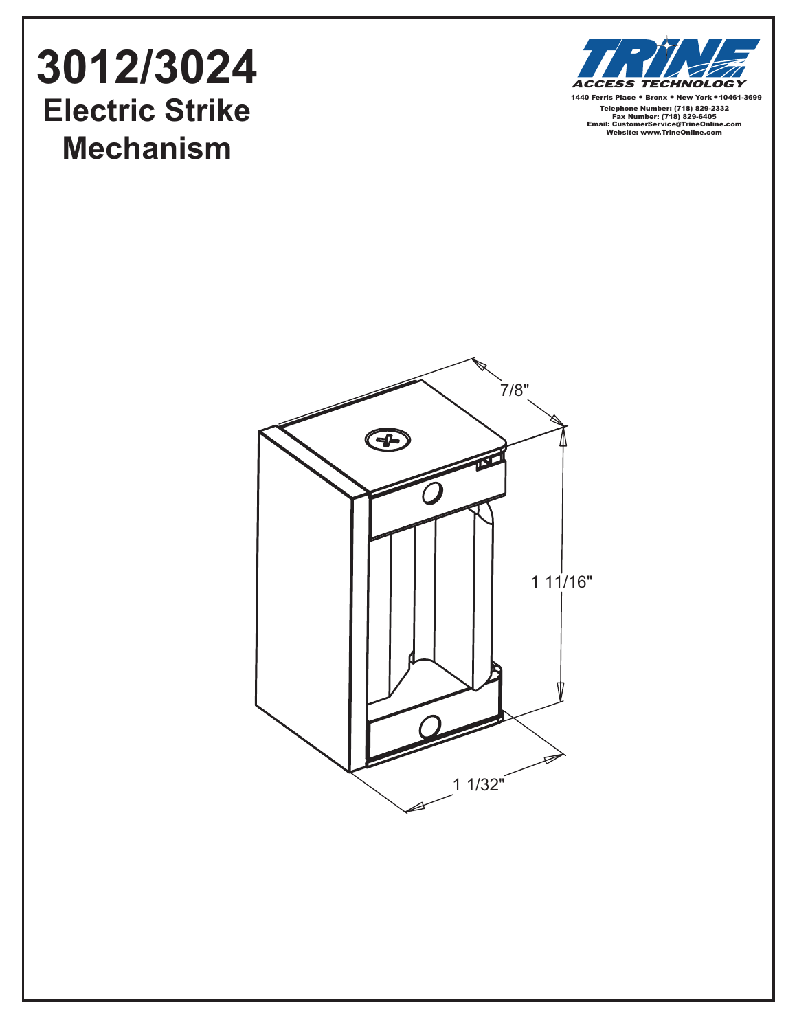# 3012/3024

## Electric Strike Mechanism

TRINE ACCESS TECHNOLOGY

1440 Ferris Place • Bronx • New York • 10461-3699
Telephone Number: (718) 829-2332
Fax Number: (718) 829-6405
Email: CustomerService@TrineOnline.com
Website: www.TrineOnline.com

7/8"

1 11/16"

1 1/32"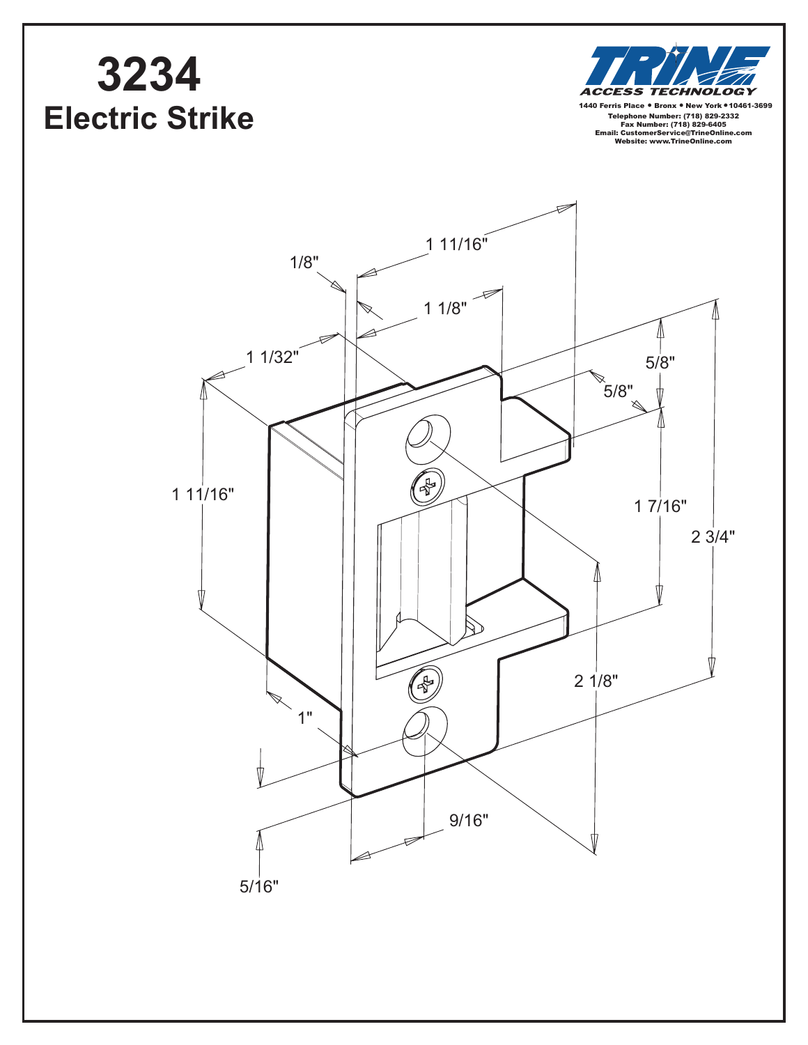# 3234
## Electric Strike

TRINE
ACCESS TECHNOLOGY

1440 Ferris Place • Bronx • New York • 10461-3699
Telephone Number: (718) 829-2332
Fax Number: (718) 829-6405
Email: CustomerService@TrineOnline.com
Website: www.TrineOnline.com

1 11/16"

1/8"

1 1/8"

1 1/32"

5/8"

5/8"

1 11/16"

1 7/16"

2 3/4"

2 1/8"

1"

9/16"

5/16"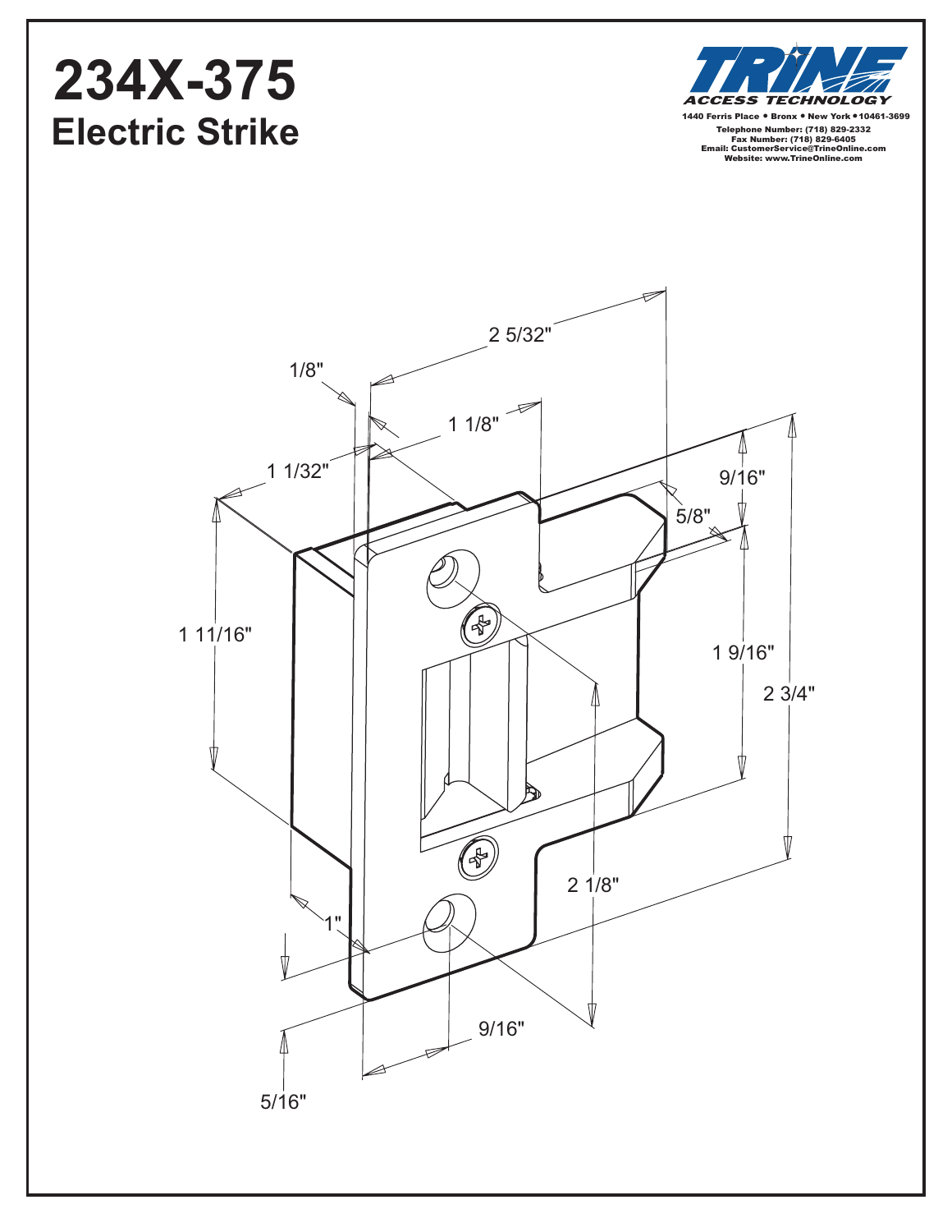# 234X-375
## Electric Strike

**TRINE**
*ACCESS TECHNOLOGY*

1440 Ferris Place • Bronx • New York • 10461-3699
Telephone Number: (718) 829-2332
Fax Number: (718) 829-6405
Email: CustomerService@TrineOnline.com
Website: www.TrineOnline.com

2 5/32"

1/8"

1 1/8"

1 1/32"

9/16"

5/8"

1 11/16"

1 9/16"

2 3/4"

2 1/8"

1"

9/16"

5/16"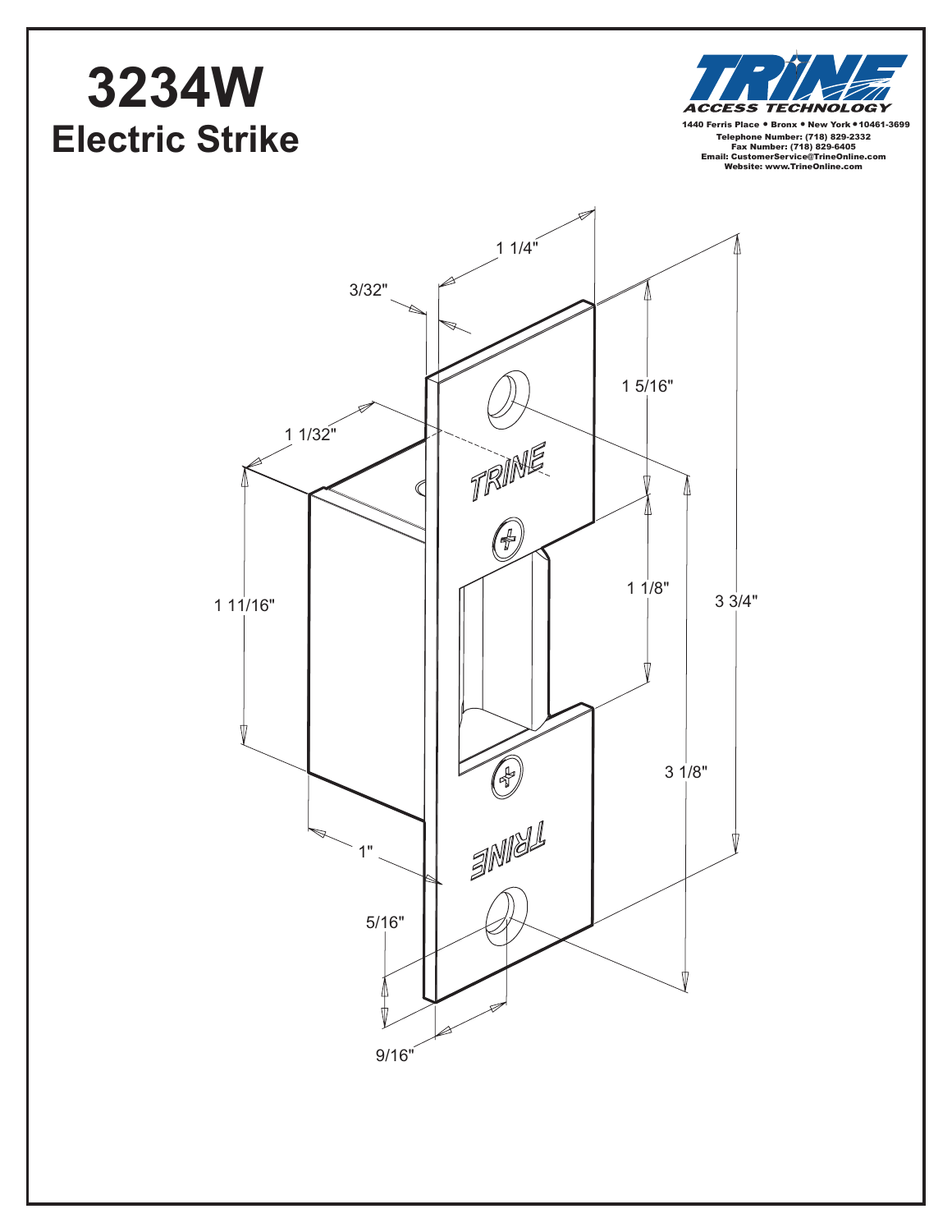# 3234W

## Electric Strike

TRINE ACCESS TECHNOLOGY

1440 Ferris Place • Bronx • New York • 10461-3699
Telephone Number: (718) 829-2332
Fax Number: (718) 829-6405
Email: CustomerService@TrineOnline.com
Website: www.TrineOnline.com

1 1/4"

3/32"

1 5/16"

1 1/32"

TRINE

1 1/8"

1 11/16"

3 3/4"

3 1/8"

1"

TRINE

5/16"

9/16"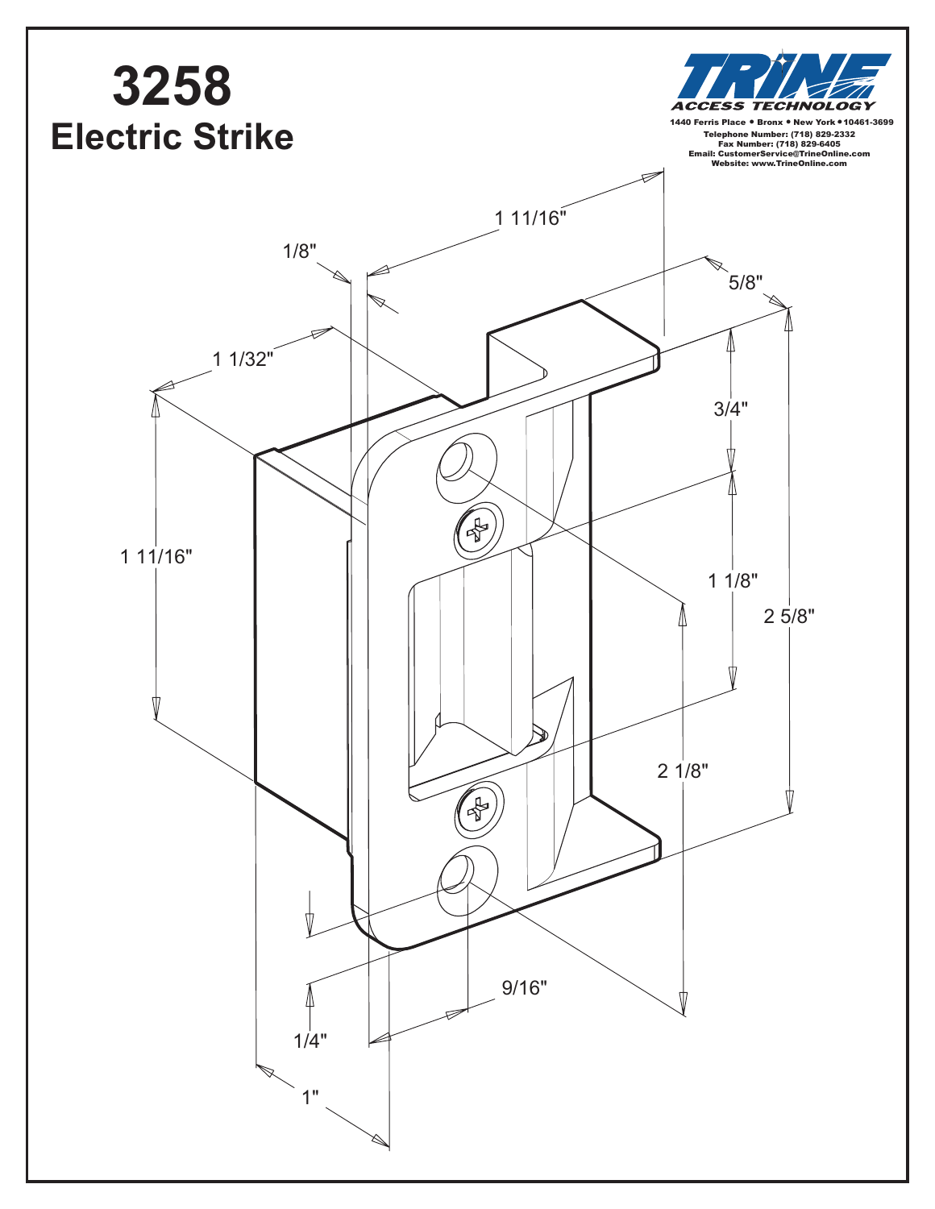# 3258

## Electric Strike

**TRINE**
*ACCESS TECHNOLOGY*

1440 Ferris Place • Bronx • New York • 10461-3699
Telephone Number: (718) 829-2332
Fax Number: (718) 829-6405
Email: CustomerService@TrineOnline.com
Website: www.TrineOnline.com

1 11/16"

1/8"

5/8"

1 1/32"

3/4"

1 11/16"

1 1/8"

2 5/8"

2 1/8"

9/16"

1/4"

1"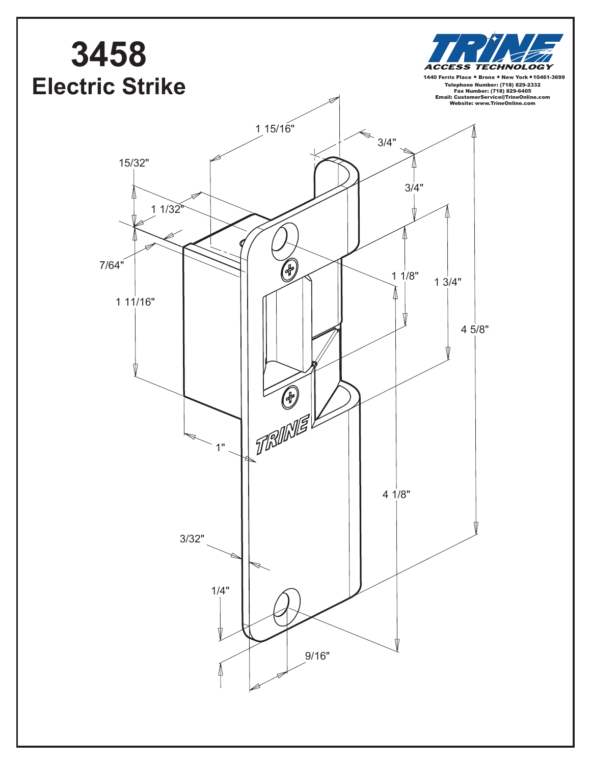# 3458

## Electric Strike

**TRINE**
*ACCESS TECHNOLOGY*

1440 Ferris Place • Bronx • New York • 10461-3699
Telephone Number: (718) 829-2332
Fax Number: (718) 829-6405
Email: CustomerService@TrineOnline.com
Website: www.TrineOnline.com

1 15/16"

3/4"

15/32"

3/4"

1 1/32"

7/64"

1 1/8"

1 3/4"

1 11/16"

4 5/8"

1"

4 1/8"

3/32"

1/4"

9/16"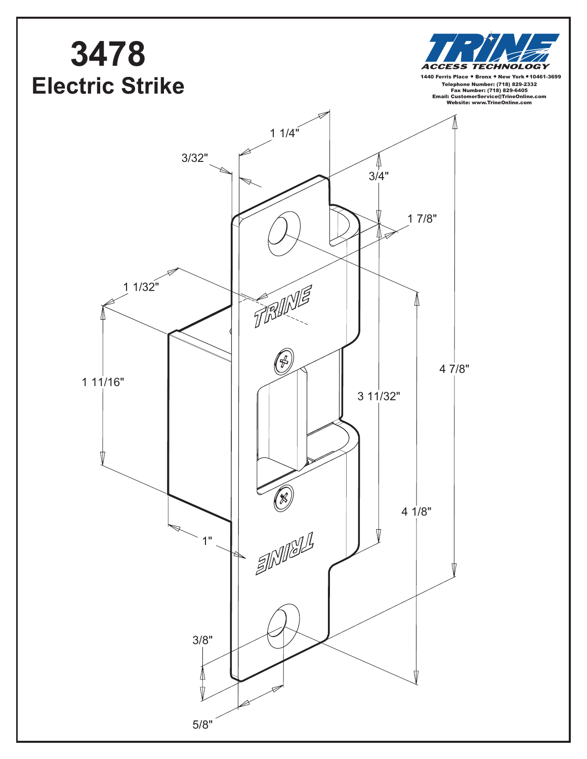# 3478

## Electric Strike

**TRINE**
ACCESS TECHNOLOGY

1440 Ferris Place • Bronx • New York • 10461-3699
Telephone Number: (718) 829-2332
Fax Number: (718) 829-6405
Email: CustomerService@TrineOnline.com
Website: www.TrineOnline.com

1 1/4"

3/32"

3/4"

1 7/8"

1 1/32"

TRINE

1 11/16"

3 11/32"

4 7/8"

4 1/8"

1"

TRINE

3/8"

5/8"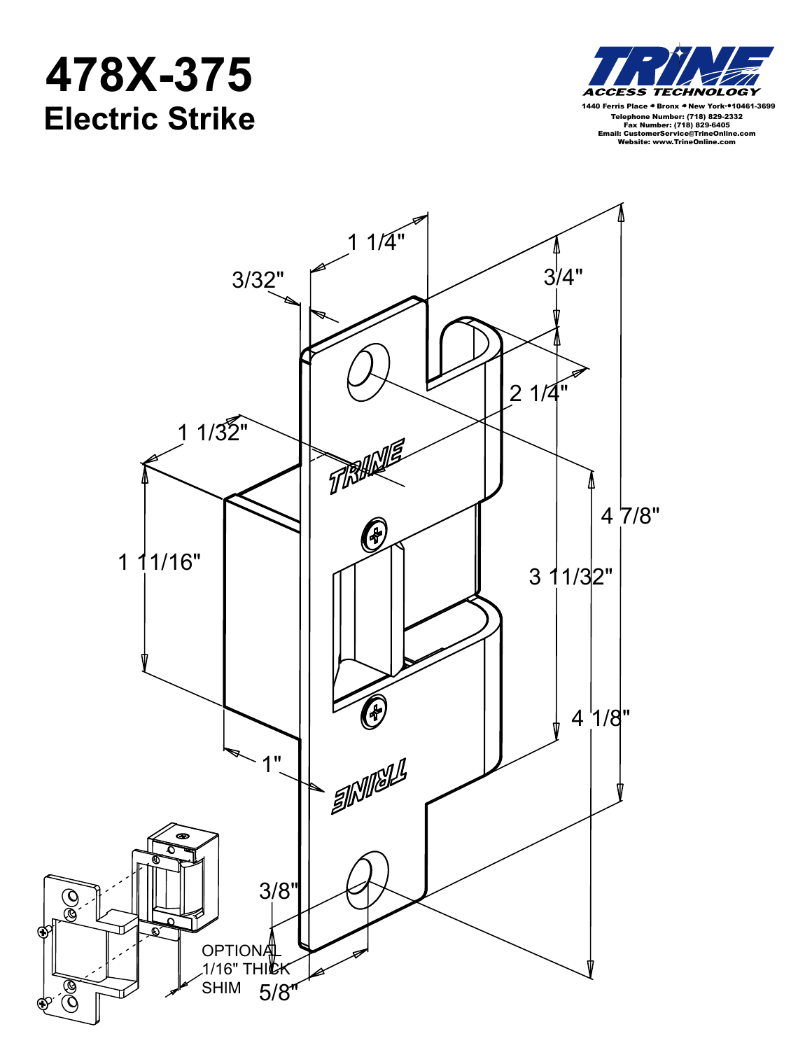# 478X-375

## Electric Strike

TRINE
ACCESS TECHNOLOGY
1440 Ferris Place • Bronx • New York • 10461-3699
Telephone Number: (718) 829-2332
Fax Number: (718) 829-6405
Email: CustomerService@TrineOnline.com
Website: www.TrineOnline.com

1 1/4"

3/32"

3/4"

2 1/4"

1 1/32"

4 7/8"

1 11/16"

3 11/32"

4 1/8"

1"

3/8"

OPTIONAL
1/16" THICK
SHIM

5/8"